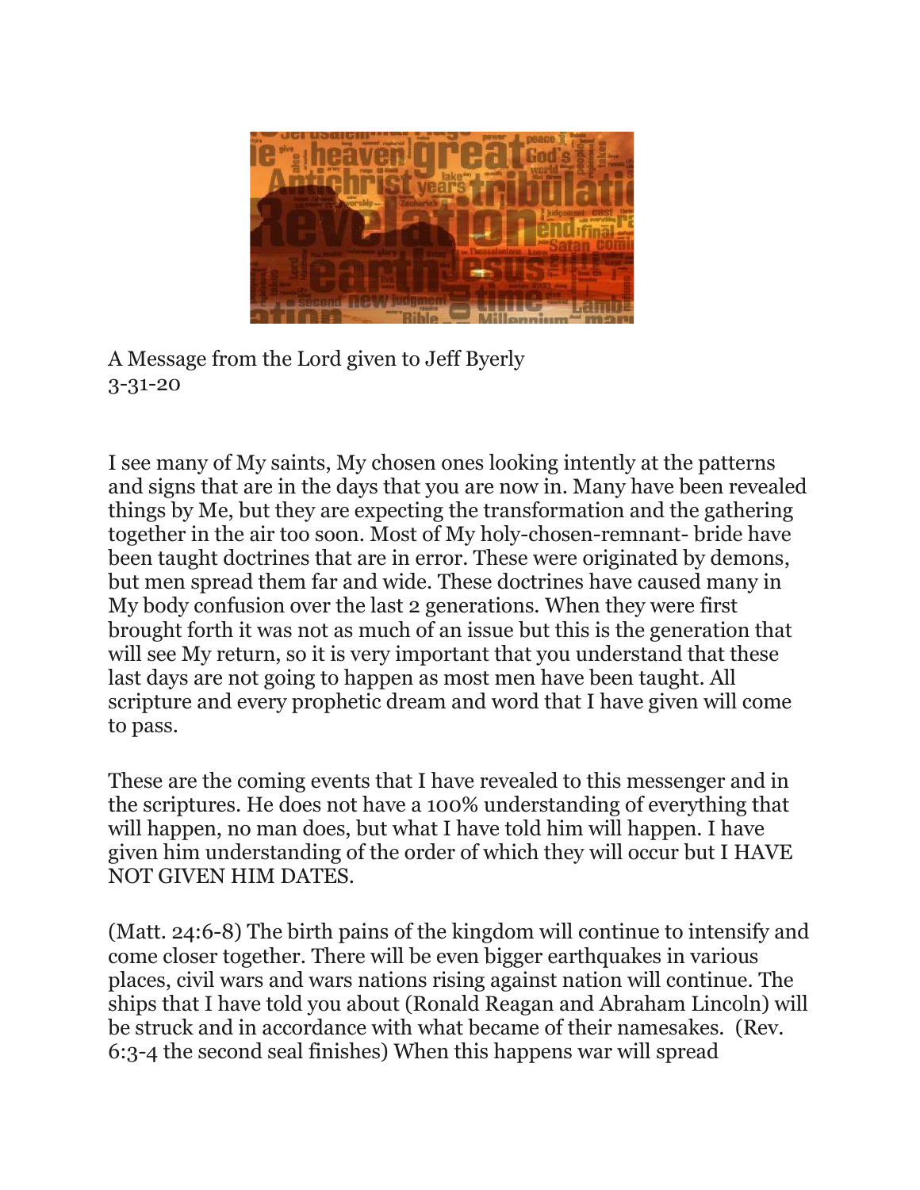A Message from the Lord given to Jeff Byerly
3-31-20

I see many of My saints, My chosen ones looking intently at the patterns and signs that are in the days that you are now in. Many have been revealed things by Me, but they are expecting the transformation and the gathering together in the air too soon. Most of My holy-chosen-remnant- bride have been taught doctrines that are in error. These were originated by demons, but men spread them far and wide. These doctrines have caused many in My body confusion over the last 2 generations. When they were first brought forth it was not as much of an issue but this is the generation that will see My return, so it is very important that you understand that these last days are not going to happen as most men have been taught. All scripture and every prophetic dream and word that I have given will come to pass.

These are the coming events that I have revealed to this messenger and in the scriptures. He does not have a 100% understanding of everything that will happen, no man does, but what I have told him will happen. I have given him understanding of the order of which they will occur but I HAVE NOT GIVEN HIM DATES.

(Matt. 24:6-8) The birth pains of the kingdom will continue to intensify and come closer together. There will be even bigger earthquakes in various places, civil wars and wars nations rising against nation will continue. The ships that I have told you about (Ronald Reagan and Abraham Lincoln) will be struck and in accordance with what became of their namesakes. (Rev. 6:3-4 the second seal finishes) When this happens war will spread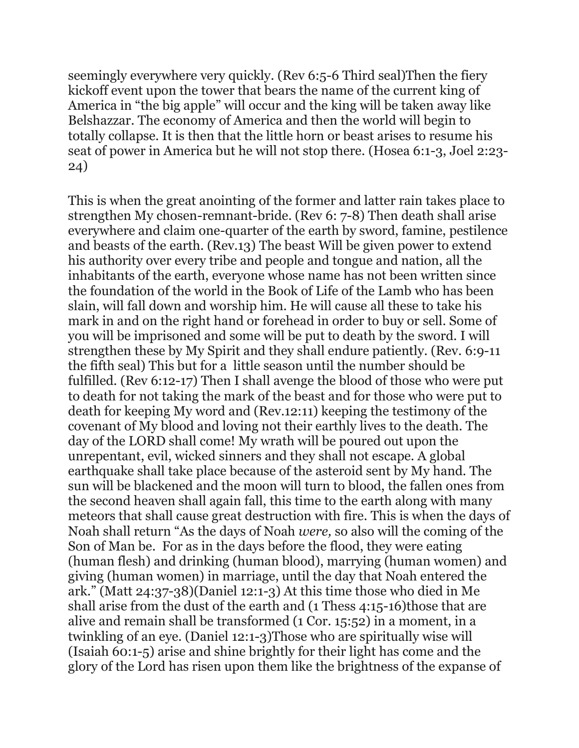seemingly everywhere very quickly. (Rev 6:5-6 Third seal)Then the fiery kickoff event upon the tower that bears the name of the current king of America in "the big apple" will occur and the king will be taken away like Belshazzar. The economy of America and then the world will begin to totally collapse. It is then that the little horn or beast arises to resume his seat of power in America but he will not stop there. (Hosea 6:1-3, Joel 2:23-24)

This is when the great anointing of the former and latter rain takes place to strengthen My chosen-remnant-bride. (Rev 6: 7-8) Then death shall arise everywhere and claim one-quarter of the earth by sword, famine, pestilence and beasts of the earth. (Rev.13) The beast Will be given power to extend his authority over every tribe and people and tongue and nation, all the inhabitants of the earth, everyone whose name has not been written since the foundation of the world in the Book of Life of the Lamb who has been slain, will fall down and worship him. He will cause all these to take his mark in and on the right hand or forehead in order to buy or sell. Some of you will be imprisoned and some will be put to death by the sword. I will strengthen these by My Spirit and they shall endure patiently. (Rev. 6:9-11 the fifth seal) This but for a little season until the number should be fulfilled. (Rev 6:12-17) Then I shall avenge the blood of those who were put to death for not taking the mark of the beast and for those who were put to death for keeping My word and (Rev.12:11) keeping the testimony of the covenant of My blood and loving not their earthly lives to the death. The day of the LORD shall come! My wrath will be poured out upon the unrepentant, evil, wicked sinners and they shall not escape. A global earthquake shall take place because of the asteroid sent by My hand. The sun will be blackened and the moon will turn to blood, the fallen ones from the second heaven shall again fall, this time to the earth along with many meteors that shall cause great destruction with fire. This is when the days of Noah shall return "As the days of Noah *were,* so also will the coming of the Son of Man be. For as in the days before the flood, they were eating (human flesh) and drinking (human blood), marrying (human women) and giving (human women) in marriage, until the day that Noah entered the ark." (Matt 24:37-38)(Daniel 12:1-3) At this time those who died in Me shall arise from the dust of the earth and (1 Thess 4:15-16)those that are alive and remain shall be transformed (1 Cor. 15:52) in a moment, in a twinkling of an eye. (Daniel 12:1-3)Those who are spiritually wise will (Isaiah 60:1-5) arise and shine brightly for their light has come and the glory of the Lord has risen upon them like the brightness of the expanse of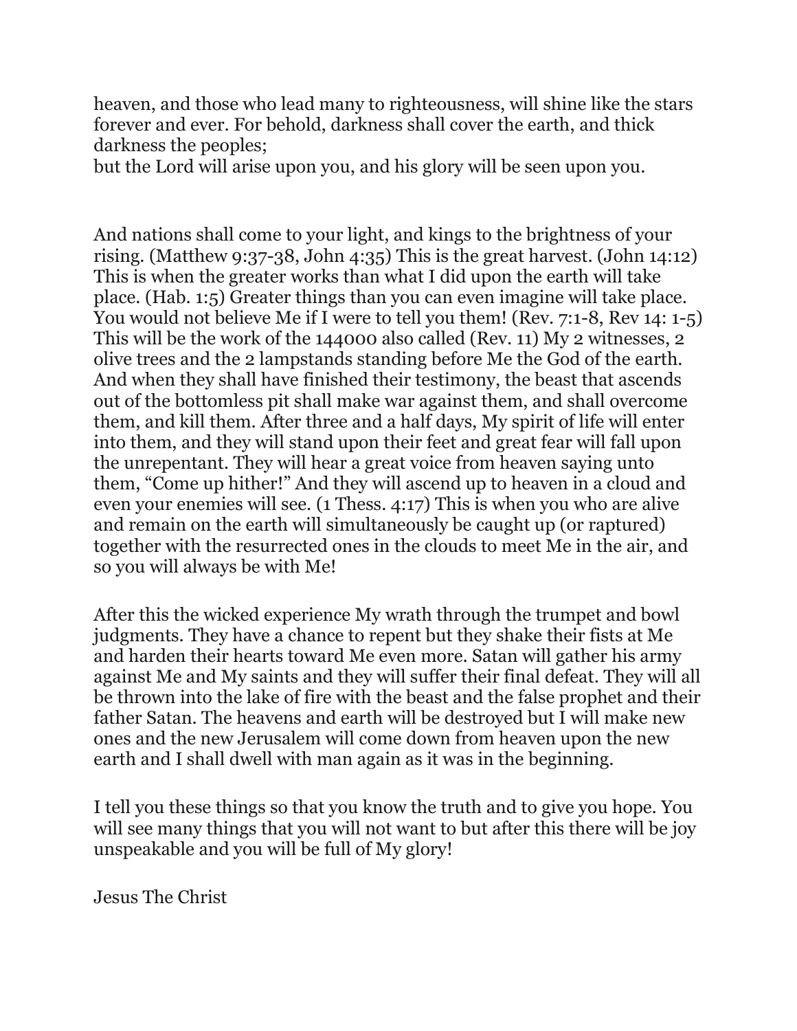heaven, and those who lead many to righteousness, will shine like the stars forever and ever. For behold, darkness shall cover the earth, and thick darkness the peoples;
but the Lord will arise upon you, and his glory will be seen upon you.

And nations shall come to your light, and kings to the brightness of your rising. (Matthew 9:37-38, John 4:35) This is the great harvest. (John 14:12) This is when the greater works than what I did upon the earth will take place. (Hab. 1:5) Greater things than you can even imagine will take place. You would not believe Me if I were to tell you them! (Rev. 7:1-8, Rev 14: 1-5) This will be the work of the 144000 also called (Rev. 11) My 2 witnesses, 2 olive trees and the 2 lampstands standing before Me the God of the earth. And when they shall have finished their testimony, the beast that ascends out of the bottomless pit shall make war against them, and shall overcome them, and kill them. After three and a half days, My spirit of life will enter into them, and they will stand upon their feet and great fear will fall upon the unrepentant. They will hear a great voice from heaven saying unto them, "Come up hither!" And they will ascend up to heaven in a cloud and even your enemies will see. (1 Thess. 4:17) This is when you who are alive and remain on the earth will simultaneously be caught up (or raptured) together with the resurrected ones in the clouds to meet Me in the air, and so you will always be with Me!

After this the wicked experience My wrath through the trumpet and bowl judgments. They have a chance to repent but they shake their fists at Me and harden their hearts toward Me even more. Satan will gather his army against Me and My saints and they will suffer their final defeat. They will all be thrown into the lake of fire with the beast and the false prophet and their father Satan. The heavens and earth will be destroyed but I will make new ones and the new Jerusalem will come down from heaven upon the new earth and I shall dwell with man again as it was in the beginning.

I tell you these things so that you know the truth and to give you hope. You will see many things that you will not want to but after this there will be joy unspeakable and you will be full of My glory!

Jesus The Christ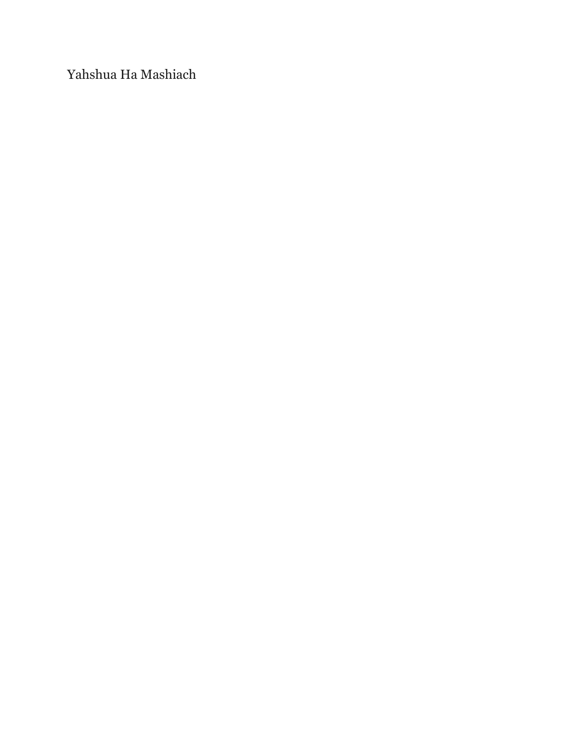Yahshua Ha Mashiach